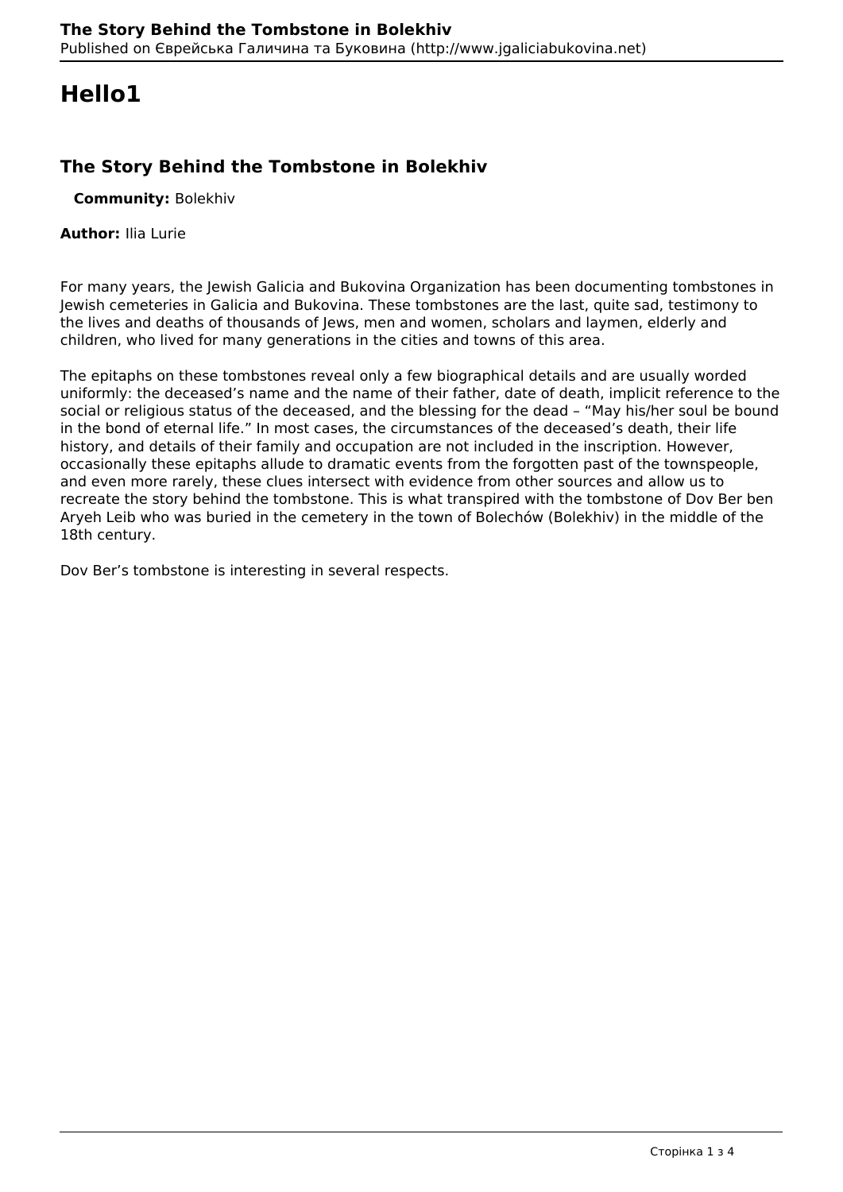# Hello1

## The Story Behind the Tombstone in Bolekhiv

**Community:** Bolekhiv

**Author:** Ilia Lurie

For many years, the Jewish Galicia and Bukovina Organization has been documenting tombstones in Jewish cemeteries in Galicia and Bukovina. These tombstones are the last, quite sad, testimony to the lives and deaths of thousands of Jews, men and women, scholars and laymen, elderly and children, who lived for many generations in the cities and towns of this area.

The epitaphs on these tombstones reveal only a few biographical details and are usually worded uniformly: the deceased's name and the name of their father, date of death, implicit reference to the social or religious status of the deceased, and the blessing for the dead – "May his/her soul be bound in the bond of eternal life." In most cases, the circumstances of the deceased's death, their life history, and details of their family and occupation are not included in the inscription. However, occasionally these epitaphs allude to dramatic events from the forgotten past of the townspeople, and even more rarely, these clues intersect with evidence from other sources and allow us to recreate the story behind the tombstone. This is what transpired with the tombstone of Dov Ber ben Aryeh Leib who was buried in the cemetery in the town of Bolechów (Bolekhiv) in the middle of the 18th century.

Dov Ber's tombstone is interesting in several respects.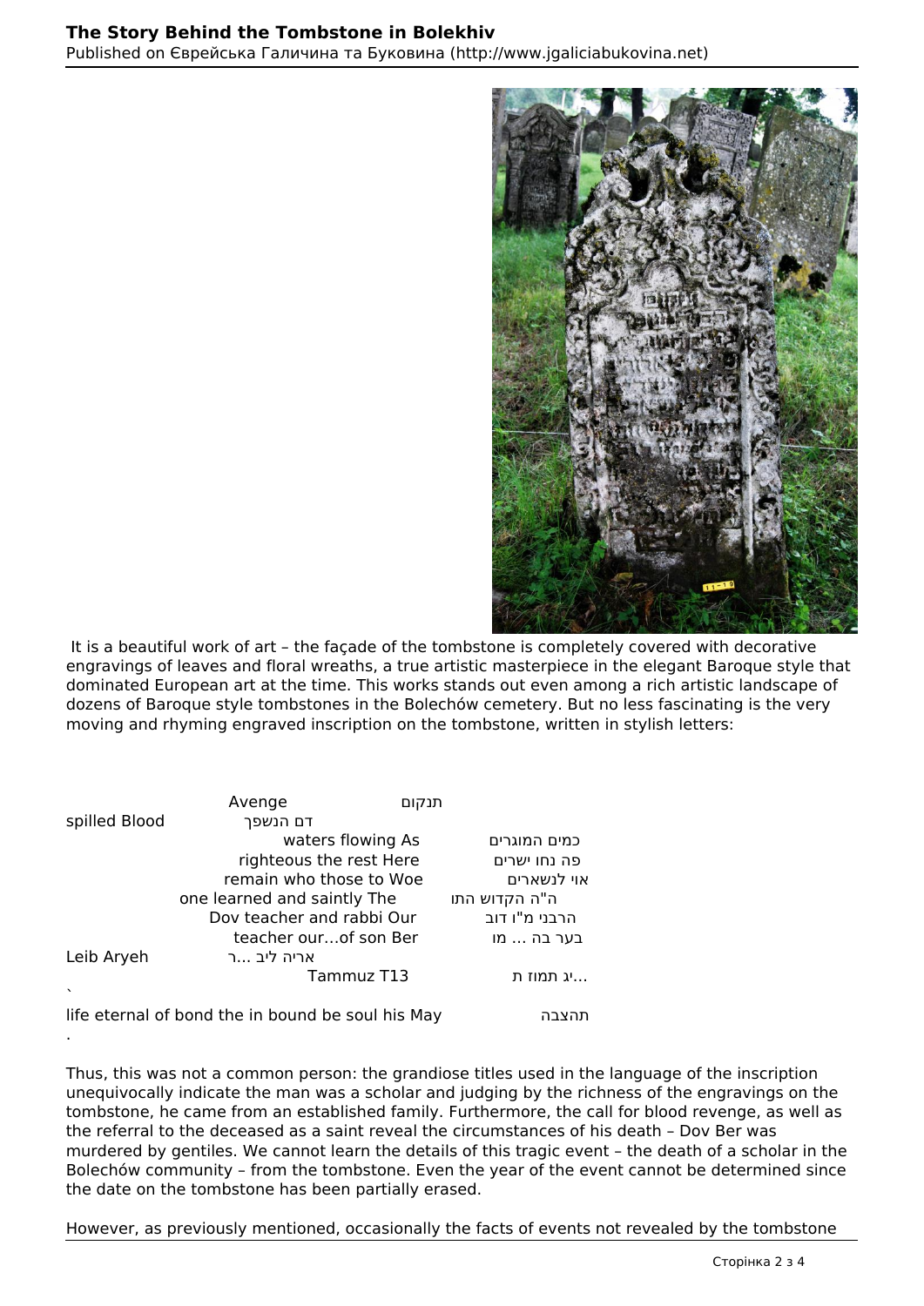It is a beautiful work of art – the façade of the tombstone is completely covered with decorative engravings of leaves and floral wreaths, a true artistic masterpiece in the elegant Baroque style that dominated European art at the time. This works stands out even among a rich artistic landscape of dozens of Baroque style tombstones in the Bolechów cemetery. But no less fascinating is the very moving and rhyming engraved inscription on the tombstone, written in stylish letters:

| | |
|---|---|
| Avenge | תנקום |
| spilled Blood | דם הנשפך |
| waters flowing As | כמים המוגרים |
| righteous the rest Here | פה נחו ישרים |
| remain who those to Woe | אוי לנשארים |
| one learned and saintly The | ה"ה הקדוש התו |
| Dov teacher and rabbi Our | הרבני מ"ו דוב |
| teacher our…of son Ber | בער בה ... מו |
| Leib Aryeh | אריה ליב ...ר |
| Tammuz T13 | ...יג תמוז ת |
| life eternal of bond the in bound be soul his May | תהצבה |

Thus, this was not a common person: the grandiose titles used in the language of the inscription unequivocally indicate the man was a scholar and judging by the richness of the engravings on the tombstone, he came from an established family. Furthermore, the call for blood revenge, as well as the referral to the deceased as a saint reveal the circumstances of his death – Dov Ber was murdered by gentiles. We cannot learn the details of this tragic event – the death of a scholar in the Bolechów community – from the tombstone. Even the year of the event cannot be determined since the date on the tombstone has been partially erased.

However, as previously mentioned, occasionally the facts of events not revealed by the tombstone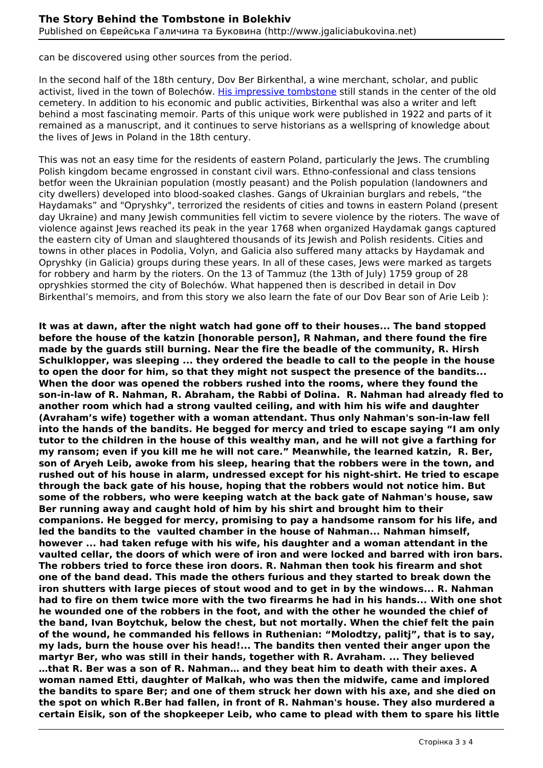can be discovered using other sources from the period.

In the second half of the 18th century, Dov Ber Birkenthal, a wine merchant, scholar, and public activist, lived in the town of Bolechów. His impressive tombstone still stands in the center of the old cemetery. In addition to his economic and public activities, Birkenthal was also a writer and left behind a most fascinating memoir. Parts of this unique work were published in 1922 and parts of it remained as a manuscript, and it continues to serve historians as a wellspring of knowledge about the lives of Jews in Poland in the 18th century.

This was not an easy time for the residents of eastern Poland, particularly the Jews. The crumbling Polish kingdom became engrossed in constant civil wars. Ethno-confessional and class tensions betfor ween the Ukrainian population (mostly peasant) and the Polish population (landowners and city dwellers) developed into blood-soaked clashes. Gangs of Ukrainian burglars and rebels, "the Haydamaks" and "Opryshky", terrorized the residents of cities and towns in eastern Poland (present day Ukraine) and many Jewish communities fell victim to severe violence by the rioters. The wave of violence against Jews reached its peak in the year 1768 when organized Haydamak gangs captured the eastern city of Uman and slaughtered thousands of its Jewish and Polish residents. Cities and towns in other places in Podolia, Volyn, and Galicia also suffered many attacks by Haydamak and Opryshky (in Galicia) groups during these years. In all of these cases, Jews were marked as targets for robbery and harm by the rioters. On the 13 of Tammuz (the 13th of July) 1759 group of 28 opryshkies stormed the city of Bolechów. What happened then is described in detail in Dov Birkenthal's memoirs, and from this story we also learn the fate of our Dov Bear son of Arie Leib ):

**It was at dawn, after the night watch had gone off to their houses... The band stopped before the house of the katzin [honorable person], R Nahman, and there found the fire made by the guards still burning. Near the fire the beadle of the community, R. Hirsh Schulklopper, was sleeping ... they ordered the beadle to call to the people in the house to open the door for him, so that they might not suspect the presence of the bandits... When the door was opened the robbers rushed into the rooms, where they found the son-in-law of R. Nahman, R. Abraham, the Rabbi of Dolina. R. Nahman had already fled to another room which had a strong vaulted ceiling, and with him his wife and daughter (Avraham's wife) together with a woman attendant. Thus only Nahman's son-in-law fell into the hands of the bandits. He begged for mercy and tried to escape saying "I am only tutor to the children in the house of this wealthy man, and he will not give a farthing for my ransom; even if you kill me he will not care." Meanwhile, the learned katzin, R. Ber, son of Aryeh Leib, awoke from his sleep, hearing that the robbers were in the town, and rushed out of his house in alarm, undressed except for his night-shirt. He tried to escape through the back gate of his house, hoping that the robbers would not notice him. But some of the robbers, who were keeping watch at the back gate of Nahman's house, saw Ber running away and caught hold of him by his shirt and brought him to their companions. He begged for mercy, promising to pay a handsome ransom for his life, and led the bandits to the vaulted chamber in the house of Nahman... Nahman himself, however ... had taken refuge with his wife, his daughter and a woman attendant in the vaulted cellar, the doors of which were of iron and were locked and barred with iron bars. The robbers tried to force these iron doors. R. Nahman then took his firearm and shot one of the band dead. This made the others furious and they started to break down the iron shutters with large pieces of stout wood and to get in by the windows... R. Nahman had to fire on them twice more with the two firearms he had in his hands... With one shot he wounded one of the robbers in the foot, and with the other he wounded the chief of the band, Ivan Boytchuk, below the chest, but not mortally. When the chief felt the pain of the wound, he commanded his fellows in Ruthenian: "Molodtzy, palitj", that is to say, my lads, burn the house over his head!... The bandits then vented their anger upon the martyr Ber, who was still in their hands, together with R. Avraham. ... They believed …that R. Ber was a son of R. Nahman… and they beat him to death with their axes. A woman named Etti, daughter of Malkah, who was then the midwife, came and implored the bandits to spare Ber; and one of them struck her down with his axe, and she died on the spot on which R.Ber had fallen, in front of R. Nahman's house. They also murdered a certain Eisik, son of the shopkeeper Leib, who came to plead with them to spare his little**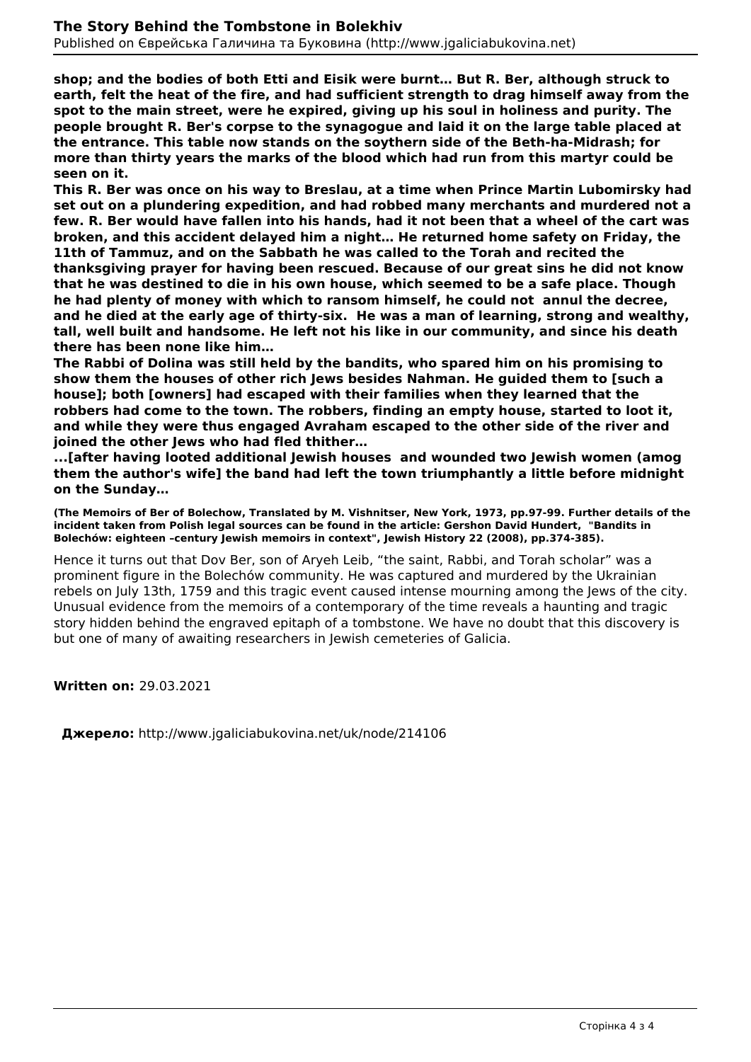**shop; and the bodies of both Etti and Eisik were burnt… But R. Ber, although struck to earth, felt the heat of the fire, and had sufficient strength to drag himself away from the spot to the main street, were he expired, giving up his soul in holiness and purity. The people brought R. Ber's corpse to the synagogue and laid it on the large table placed at the entrance. This table now stands on the soythern side of the Beth-ha-Midrash; for more than thirty years the marks of the blood which had run from this martyr could be seen on it.**

**This R. Ber was once on his way to Breslau, at a time when Prince Martin Lubomirsky had set out on a plundering expedition, and had robbed many merchants and murdered not a few. R. Ber would have fallen into his hands, had it not been that a wheel of the cart was broken, and this accident delayed him a night… He returned home safety on Friday, the 11th of Tammuz, and on the Sabbath he was called to the Torah and recited the thanksgiving prayer for having been rescued. Because of our great sins he did not know that he was destined to die in his own house, which seemed to be a safe place. Though he had plenty of money with which to ransom himself, he could not annul the decree, and he died at the early age of thirty-six. He was a man of learning, strong and wealthy, tall, well built and handsome. He left not his like in our community, and since his death there has been none like him…**

**The Rabbi of Dolina was still held by the bandits, who spared him on his promising to show them the houses of other rich Jews besides Nahman. He guided them to [such a house]; both [owners] had escaped with their families when they learned that the robbers had come to the town. The robbers, finding an empty house, started to loot it, and while they were thus engaged Avraham escaped to the other side of the river and joined the other Jews who had fled thither…**

**...[after having looted additional Jewish houses and wounded two Jewish women (amog them the author's wife] the band had left the town triumphantly a little before midnight on the Sunday…**

**(The Memoirs of Ber of Bolechow, Translated by M. Vishnitser, New York, 1973, pp.97-99. Further details of the incident taken from Polish legal sources can be found in the article: Gershon David Hundert, "Bandits in Bolechów: eighteen –century Jewish memoirs in context", Jewish History 22 (2008), pp.374-385).**

Hence it turns out that Dov Ber, son of Aryeh Leib, "the saint, Rabbi, and Torah scholar" was a prominent figure in the Bolechów community. He was captured and murdered by the Ukrainian rebels on July 13th, 1759 and this tragic event caused intense mourning among the Jews of the city. Unusual evidence from the memoirs of a contemporary of the time reveals a haunting and tragic story hidden behind the engraved epitaph of a tombstone. We have no doubt that this discovery is but one of many of awaiting researchers in Jewish cemeteries of Galicia.

**Written on:** 29.03.2021

**Джерело:** http://www.jgaliciabukovina.net/uk/node/214106